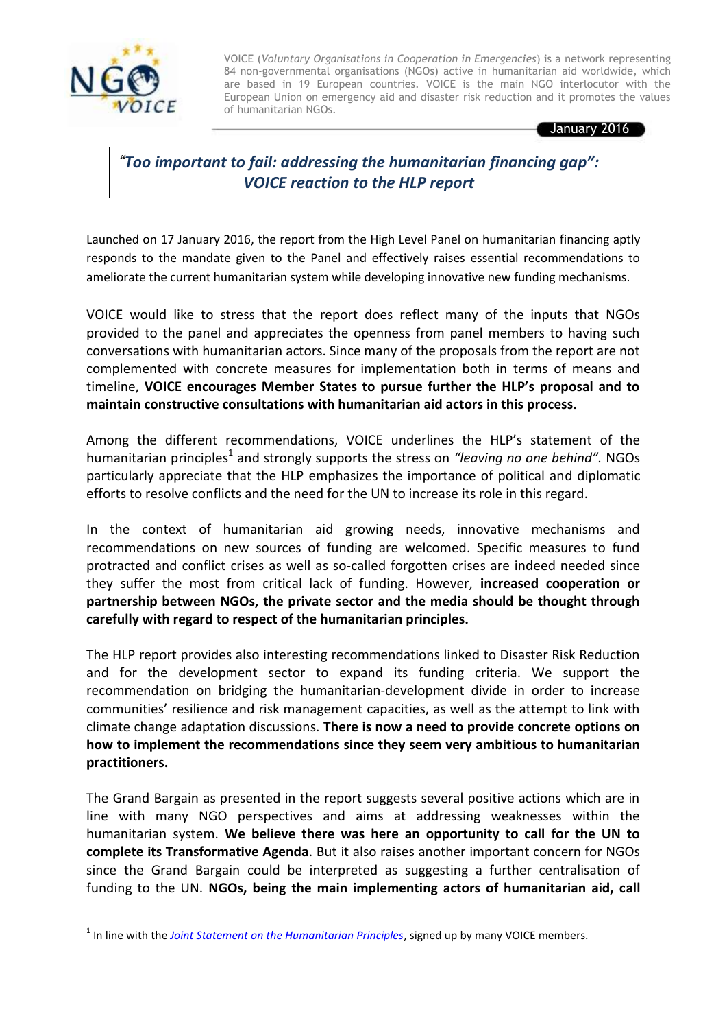VOICE (*Voluntary Organisations in Cooperation in Emergencies*) is a network representing 84 non-governmental organisations (NGOs) active in humanitarian aid worldwide, which are based in 19 European countries. VOICE is the main NGO interlocutor with the European Union on emergency aid and disaster risk reduction and it promotes the values of humanitarian NGOs.

January 2016

# *"Too important to fail: addressing the humanitarian financing gap": VOICE reaction to the HLP report*

Launched on 17 January 2016, the report from the High Level Panel on humanitarian financing aptly responds to the mandate given to the Panel and effectively raises essential recommendations to ameliorate the current humanitarian system while developing innovative new funding mechanisms.

VOICE would like to stress that the report does reflect many of the inputs that NGOs provided to the panel and appreciates the openness from panel members to having such conversations with humanitarian actors. Since many of the proposals from the report are not complemented with concrete measures for implementation both in terms of means and timeline, **VOICE encourages Member States to pursue further the HLP's proposal and to maintain constructive consultations with humanitarian aid actors in this process.**

Among the different recommendations, VOICE underlines the HLP's statement of the humanitarian principles[1] and strongly supports the stress on *"leaving no one behind".* NGOs particularly appreciate that the HLP emphasizes the importance of political and diplomatic efforts to resolve conflicts and the need for the UN to increase its role in this regard.

In the context of humanitarian aid growing needs, innovative mechanisms and recommendations on new sources of funding are welcomed. Specific measures to fund protracted and conflict crises as well as so-called forgotten crises are indeed needed since they suffer the most from critical lack of funding. However, **increased cooperation or partnership between NGOs, the private sector and the media should be thought through carefully with regard to respect of the humanitarian principles.**

The HLP report provides also interesting recommendations linked to Disaster Risk Reduction and for the development sector to expand its funding criteria. We support the recommendation on bridging the humanitarian-development divide in order to increase communities' resilience and risk management capacities, as well as the attempt to link with climate change adaptation discussions. **There is now a need to provide concrete options on how to implement the recommendations since they seem very ambitious to humanitarian practitioners.**

The Grand Bargain as presented in the report suggests several positive actions which are in line with many NGO perspectives and aims at addressing weaknesses within the humanitarian system. **We believe there was here an opportunity to call for the UN to complete its Transformative Agenda**. But it also raises another important concern for NGOs since the Grand Bargain could be interpreted as suggesting a further centralisation of funding to the UN. **NGOs, being the main implementing actors of humanitarian aid, call**

[1] In line with the *Joint Statement on the Humanitarian Principles*, signed up by many VOICE members.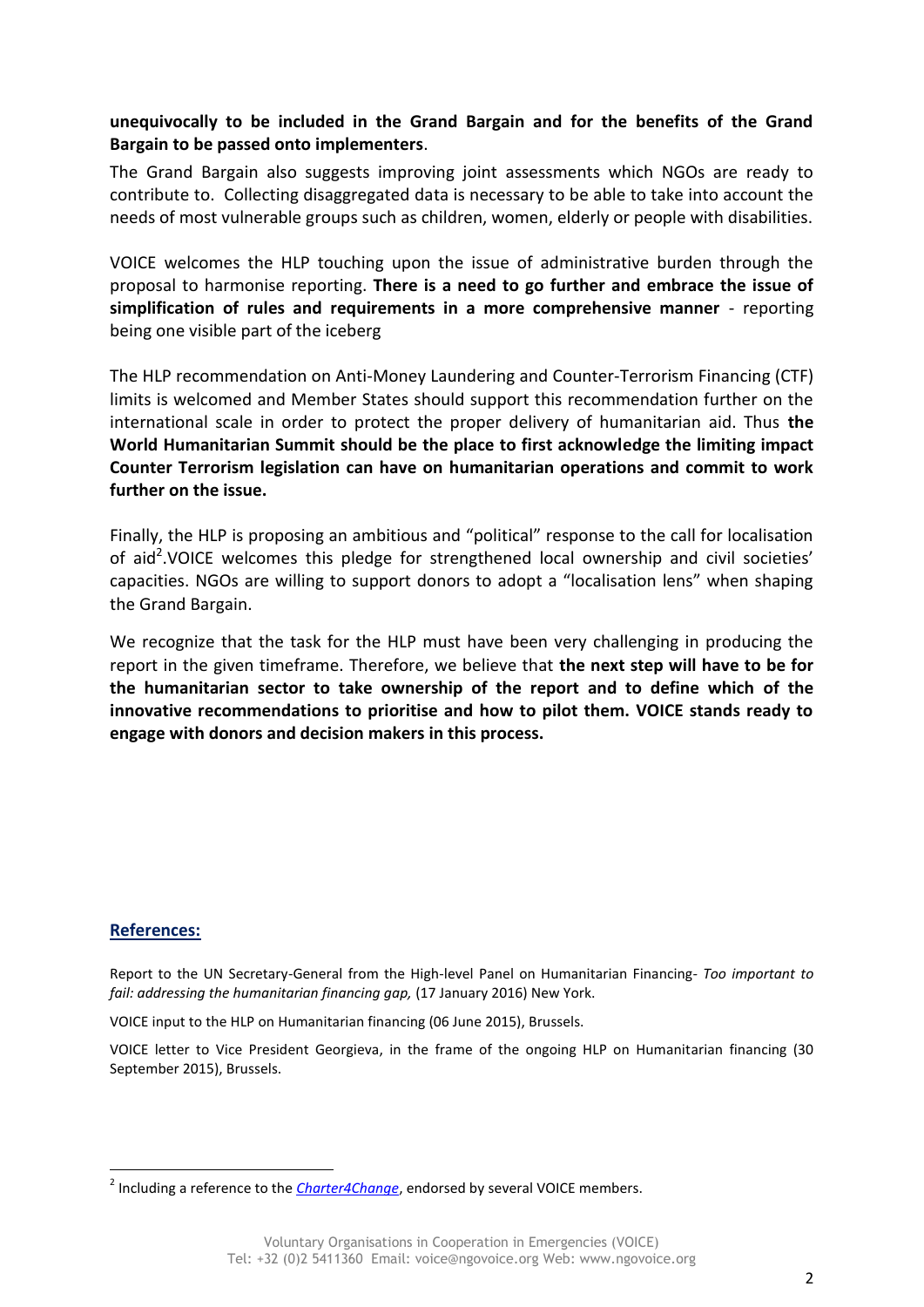**unequivocally to be included in the Grand Bargain and for the benefits of the Grand Bargain to be passed onto implementers**.

The Grand Bargain also suggests improving joint assessments which NGOs are ready to contribute to. Collecting disaggregated data is necessary to be able to take into account the needs of most vulnerable groups such as children, women, elderly or people with disabilities.

VOICE welcomes the HLP touching upon the issue of administrative burden through the proposal to harmonise reporting. **There is a need to go further and embrace the issue of simplification of rules and requirements in a more comprehensive manner** - reporting being one visible part of the iceberg

The HLP recommendation on Anti-Money Laundering and Counter-Terrorism Financing (CTF) limits is welcomed and Member States should support this recommendation further on the international scale in order to protect the proper delivery of humanitarian aid. Thus **the World Humanitarian Summit should be the place to first acknowledge the limiting impact Counter Terrorism legislation can have on humanitarian operations and commit to work further on the issue.**

Finally, the HLP is proposing an ambitious and "political" response to the call for localisation of aid[2].VOICE welcomes this pledge for strengthened local ownership and civil societies' capacities. NGOs are willing to support donors to adopt a "localisation lens" when shaping the Grand Bargain.

We recognize that the task for the HLP must have been very challenging in producing the report in the given timeframe. Therefore, we believe that **the next step will have to be for the humanitarian sector to take ownership of the report and to define which of the innovative recommendations to prioritise and how to pilot them. VOICE stands ready to engage with donors and decision makers in this process.**

## References:

Report to the UN Secretary-General from the High-level Panel on Humanitarian Financing- *Too important to fail: addressing the humanitarian financing gap,* (17 January 2016) New York.

VOICE input to the HLP on Humanitarian financing (06 June 2015), Brussels.

VOICE letter to Vice President Georgieva, in the frame of the ongoing HLP on Humanitarian financing (30 September 2015), Brussels.

[2] Including a reference to the *Charter4Change*, endorsed by several VOICE members.

Voluntary Organisations in Cooperation in Emergencies (VOICE)
Tel: +32 (0)2 5411360 Email: voice@ngovoice.org Web: www.ngovoice.org